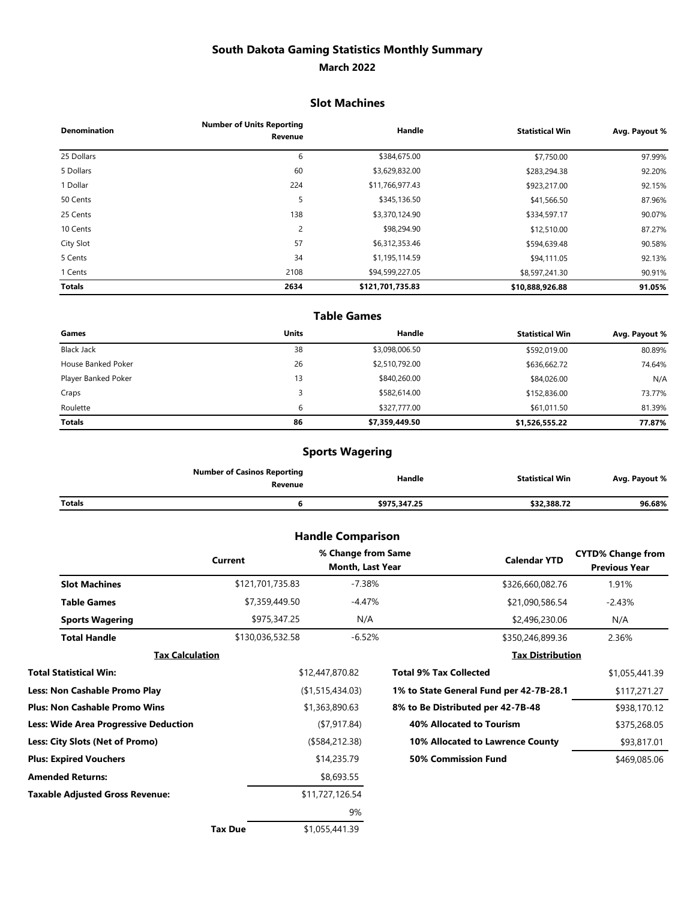# South Dakota Gaming Statistics Monthly Summary

## March 2022

### Slot Machines

| Denomination | Number of Units Reporting Revenue | Handle | Statistical Win | Avg. Payout % |
|---|---|---|---|---|
| 25 Dollars | 6 | $384,675.00 | $7,750.00 | 97.99% |
| 5 Dollars | 60 | $3,629,832.00 | $283,294.38 | 92.20% |
| 1 Dollar | 224 | $11,766,977.43 | $923,217.00 | 92.15% |
| 50 Cents | 5 | $345,136.50 | $41,566.50 | 87.96% |
| 25 Cents | 138 | $3,370,124.90 | $334,597.17 | 90.07% |
| 10 Cents | 2 | $98,294.90 | $12,510.00 | 87.27% |
| City Slot | 57 | $6,312,353.46 | $594,639.48 | 90.58% |
| 5 Cents | 34 | $1,195,114.59 | $94,111.05 | 92.13% |
| 1 Cents | 2108 | $94,599,227.05 | $8,597,241.30 | 90.91% |
| **Totals** | **2634** | **$121,701,735.83** | **$10,888,926.88** | **91.05%** |

### Table Games

| Games | Units | Handle | Statistical Win | Avg. Payout % |
|---|---|---|---|---|
| Black Jack | 38 | $3,098,006.50 | $592,019.00 | 80.89% |
| House Banked Poker | 26 | $2,510,792.00 | $636,662.72 | 74.64% |
| Player Banked Poker | 13 | $840,260.00 | $84,026.00 | N/A |
| Craps | 3 | $582,614.00 | $152,836.00 | 73.77% |
| Roulette | 6 | $327,777.00 | $61,011.50 | 81.39% |
| **Totals** | **86** | **$7,359,449.50** | **$1,526,555.22** | **77.87%** |

### Sports Wagering

| | Number of Casinos Reporting Revenue | Handle | Statistical Win | Avg. Payout % |
|---|---|---|---|---|
| **Totals** | **6** | **$975,347.25** | **$32,388.72** | **96.68%** |

### Handle Comparison

| | Current | % Change from Same Month, Last Year | Calendar YTD | CYTD% Change from Previous Year |
|---|---|---|---|---|
| **Slot Machines** | $121,701,735.83 | -7.38% | $326,660,082.76 | 1.91% |
| **Table Games** | $7,359,449.50 | -4.47% | $21,090,586.54 | -2.43% |
| **Sports Wagering** | $975,347.25 | N/A | $2,496,230.06 | N/A |
| **Total Handle** | $130,036,532.58 | -6.52% | $350,246,899.36 | 2.36% |

### Tax Calculation

| | |
|---|---|
| **Total Statistical Win:** | $12,447,870.82 |
| **Less: Non Cashable Promo Play** | ($1,515,434.03) |
| **Plus: Non Cashable Promo Wins** | $1,363,890.63 |
| **Less: Wide Area Progressive Deduction** | ($7,917.84) |
| **Less: City Slots (Net of Promo)** | ($584,212.38) |
| **Plus: Expired Vouchers** | $14,235.79 |
| **Amended Returns:** | $8,693.55 |
| **Taxable Adjusted Gross Revenue:** | $11,727,126.54 |
| | 9% |
| **Tax Due** | $1,055,441.39 |

### Tax Distribution

| | |
|---|---|
| **Total 9% Tax Collected** | $1,055,441.39 |
| **1% to State General Fund per 42-7B-28.1** | $117,271.27 |
| **8% to Be Distributed per 42-7B-48** | $938,170.12 |
| **40% Allocated to Tourism** | $375,268.05 |
| **10% Allocated to Lawrence County** | $93,817.01 |
| **50% Commission Fund** | $469,085.06 |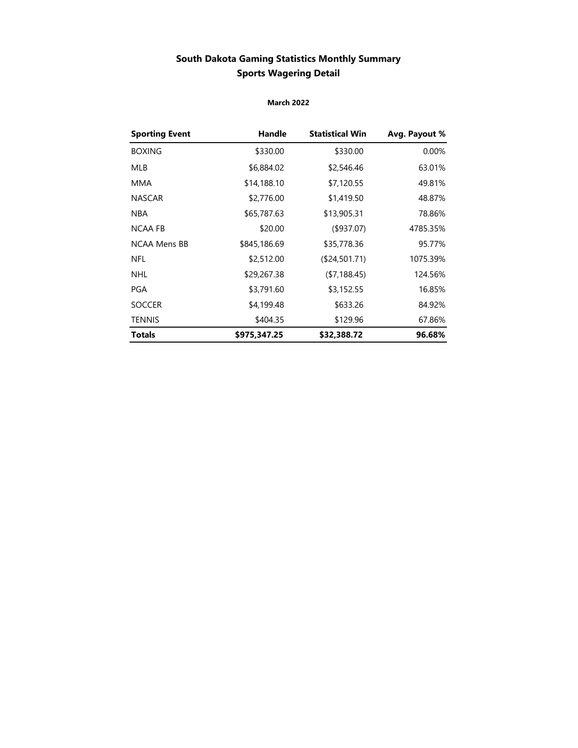# South Dakota Gaming Statistics Monthly Summary
## Sports Wagering Detail

**March 2022**

| Sporting Event | Handle | Statistical Win | Avg. Payout % |
|---|---:|---:|---:|
| BOXING | $330.00 | $330.00 | 0.00% |
| MLB | $6,884.02 | $2,546.46 | 63.01% |
| MMA | $14,188.10 | $7,120.55 | 49.81% |
| NASCAR | $2,776.00 | $1,419.50 | 48.87% |
| NBA | $65,787.63 | $13,905.31 | 78.86% |
| NCAA FB | $20.00 | ($937.07) | 4785.35% |
| NCAA Mens BB | $845,186.69 | $35,778.36 | 95.77% |
| NFL | $2,512.00 | ($24,501.71) | 1075.39% |
| NHL | $29,267.38 | ($7,188.45) | 124.56% |
| PGA | $3,791.60 | $3,152.55 | 16.85% |
| SOCCER | $4,199.48 | $633.26 | 84.92% |
| TENNIS | $404.35 | $129.96 | 67.86% |
| **Totals** | **$975,347.25** | **$32,388.72** | **96.68%** |